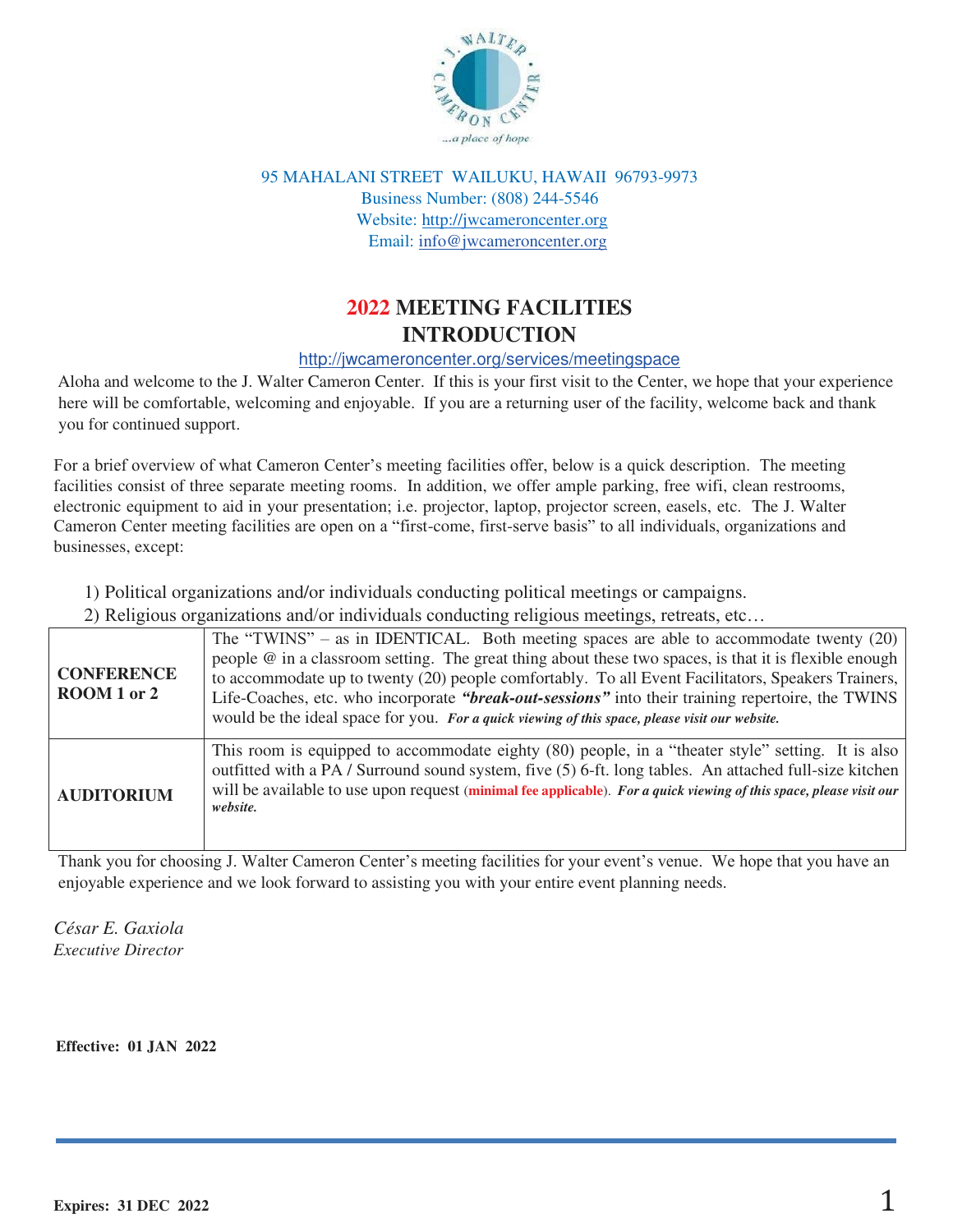95 MAHALANI STREET WAILUKU, HAWAII 96793-9973
Business Number: (808) 244-5546
Website: http://jwcameroncenter.org
Email: info@jwcameroncenter.org

# 2022 MEETING FACILITIES INTRODUCTION

http://jwcameroncenter.org/services/meetingspace

Aloha and welcome to the J. Walter Cameron Center. If this is your first visit to the Center, we hope that your experience here will be comfortable, welcoming and enjoyable. If you are a returning user of the facility, welcome back and thank you for continued support.

For a brief overview of what Cameron Center's meeting facilities offer, below is a quick description. The meeting facilities consist of three separate meeting rooms. In addition, we offer ample parking, free wifi, clean restrooms, electronic equipment to aid in your presentation; i.e. projector, laptop, projector screen, easels, etc. The J. Walter Cameron Center meeting facilities are open on a "first-come, first-serve basis" to all individuals, organizations and businesses, except:

1) Political organizations and/or individuals conducting political meetings or campaigns.
2) Religious organizations and/or individuals conducting religious meetings, retreats, etc…

| | |
|---|---|
| **CONFERENCE ROOM 1 or 2** | The "TWINS" – as in IDENTICAL. Both meeting spaces are able to accommodate twenty (20) people @ in a classroom setting. The great thing about these two spaces, is that it is flexible enough to accommodate up to twenty (20) people comfortably. To all Event Facilitators, Speakers Trainers, Life-Coaches, etc. who incorporate ***"break-out-sessions"*** into their training repertoire, the TWINS would be the ideal space for you. ***For a quick viewing of this space, please visit our website.*** |
| **AUDITORIUM** | This room is equipped to accommodate eighty (80) people, in a "theater style" setting. It is also outfitted with a PA / Surround sound system, five (5) 6-ft. long tables. An attached full-size kitchen will be available to use upon request (**minimal fee applicable**). ***For a quick viewing of this space, please visit our website.*** |

Thank you for choosing J. Walter Cameron Center's meeting facilities for your event's venue. We hope that you have an enjoyable experience and we look forward to assisting you with your entire event planning needs.

*César E. Gaxiola*
*Executive Director*

**Effective: 01 JAN 2022**

**Expires: 31 DEC 2022**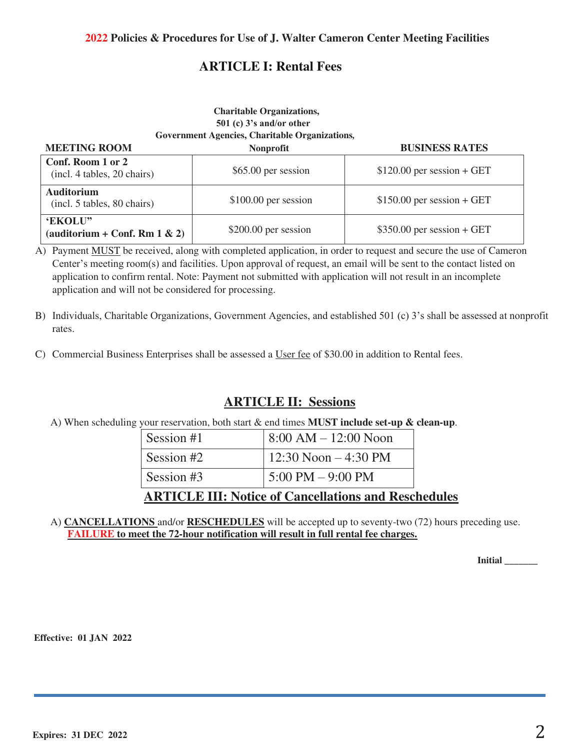**2022 Policies & Procedures for Use of J. Walter Cameron Center Meeting Facilities**

## ARTICLE I: Rental Fees

| MEETING ROOM | Charitable Organizations, 501 (c) 3's and/or other Government Agencies, Charitable Organizations, Nonprofit | BUSINESS RATES |
|---|---|---|
| **Conf. Room 1 or 2** (incl. 4 tables, 20 chairs) | $65.00 per session | $120.00 per session + GET |
| **Auditorium** (incl. 5 tables, 80 chairs) | $100.00 per session | $150.00 per session + GET |
| **'EKOLU" (auditorium + Conf. Rm 1 & 2)** | $200.00 per session | $350.00 per session + GET |

A) Payment MUST be received, along with completed application, in order to request and secure the use of Cameron Center's meeting room(s) and facilities. Upon approval of request, an email will be sent to the contact listed on application to confirm rental. Note: Payment not submitted with application will not result in an incomplete application and will not be considered for processing.

B) Individuals, Charitable Organizations, Government Agencies, and established 501 (c) 3's shall be assessed at nonprofit rates.

C) Commercial Business Enterprises shall be assessed a User fee of $30.00 in addition to Rental fees.

## ARTICLE II: Sessions

A) When scheduling your reservation, both start & end times **MUST include set-up & clean-up**.

| Session | Time |
|---|---|
| Session #1 | 8:00 AM – 12:00 Noon |
| Session #2 | 12:30 Noon – 4:30 PM |
| Session #3 | 5:00 PM – 9:00 PM |

## ARTICLE III: Notice of Cancellations and Reschedules

A) **CANCELLATIONS** and/or **RESCHEDULES** will be accepted up to seventy-two (72) hours preceding use. **FAILURE to meet the 72-hour notification will result in full rental fee charges.**

**Initial _______**

**Effective: 01 JAN 2022**

**Expires: 31 DEC 2022**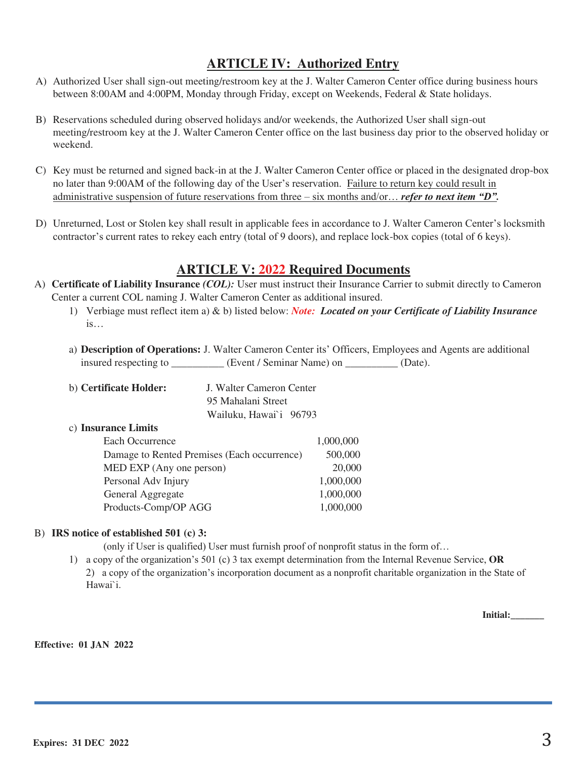## ARTICLE IV: Authorized Entry

A) Authorized User shall sign-out meeting/restroom key at the J. Walter Cameron Center office during business hours between 8:00AM and 4:00PM, Monday through Friday, except on Weekends, Federal & State holidays.

B) Reservations scheduled during observed holidays and/or weekends, the Authorized User shall sign-out meeting/restroom key at the J. Walter Cameron Center office on the last business day prior to the observed holiday or weekend.

C) Key must be returned and signed back-in at the J. Walter Cameron Center office or placed in the designated drop-box no later than 9:00AM of the following day of the User's reservation. Failure to return key could result in administrative suspension of future reservations from three – six months and/or… ***refer to next item "D".***

D) Unreturned, Lost or Stolen key shall result in applicable fees in accordance to J. Walter Cameron Center's locksmith contractor's current rates to rekey each entry (total of 9 doors), and replace lock-box copies (total of 6 keys).

## ARTICLE V: 2022 Required Documents

A) **Certificate of Liability Insurance *(COL):*** User must instruct their Insurance Carrier to submit directly to Cameron Center a current COL naming J. Walter Cameron Center as additional insured.

1) Verbiage must reflect item a) & b) listed below: ***Note: Located on your Certificate of Liability Insurance*** is…

a) **Description of Operations:** J. Walter Cameron Center its' Officers, Employees and Agents are additional insured respecting to __________ (Event / Seminar Name) on __________ (Date).

b) **Certificate Holder:**
J. Walter Cameron Center
95 Mahalani Street
Wailuku, Hawai`i 96793

c) **Insurance Limits**

| | |
|---|---|
| Each Occurrence | 1,000,000 |
| Damage to Rented Premises (Each occurrence) | 500,000 |
| MED EXP (Any one person) | 20,000 |
| Personal Adv Injury | 1,000,000 |
| General Aggregate | 1,000,000 |
| Products-Comp/OP AGG | 1,000,000 |

B) **IRS notice of established 501 (c) 3:**

(only if User is qualified) User must furnish proof of nonprofit status in the form of…

1) a copy of the organization's 501 (c) 3 tax exempt determination from the Internal Revenue Service, **OR**

2) a copy of the organization's incorporation document as a nonprofit charitable organization in the State of Hawai`i.

**Initial:_______**

**Effective: 01 JAN 2022**

**Expires: 31 DEC 2022**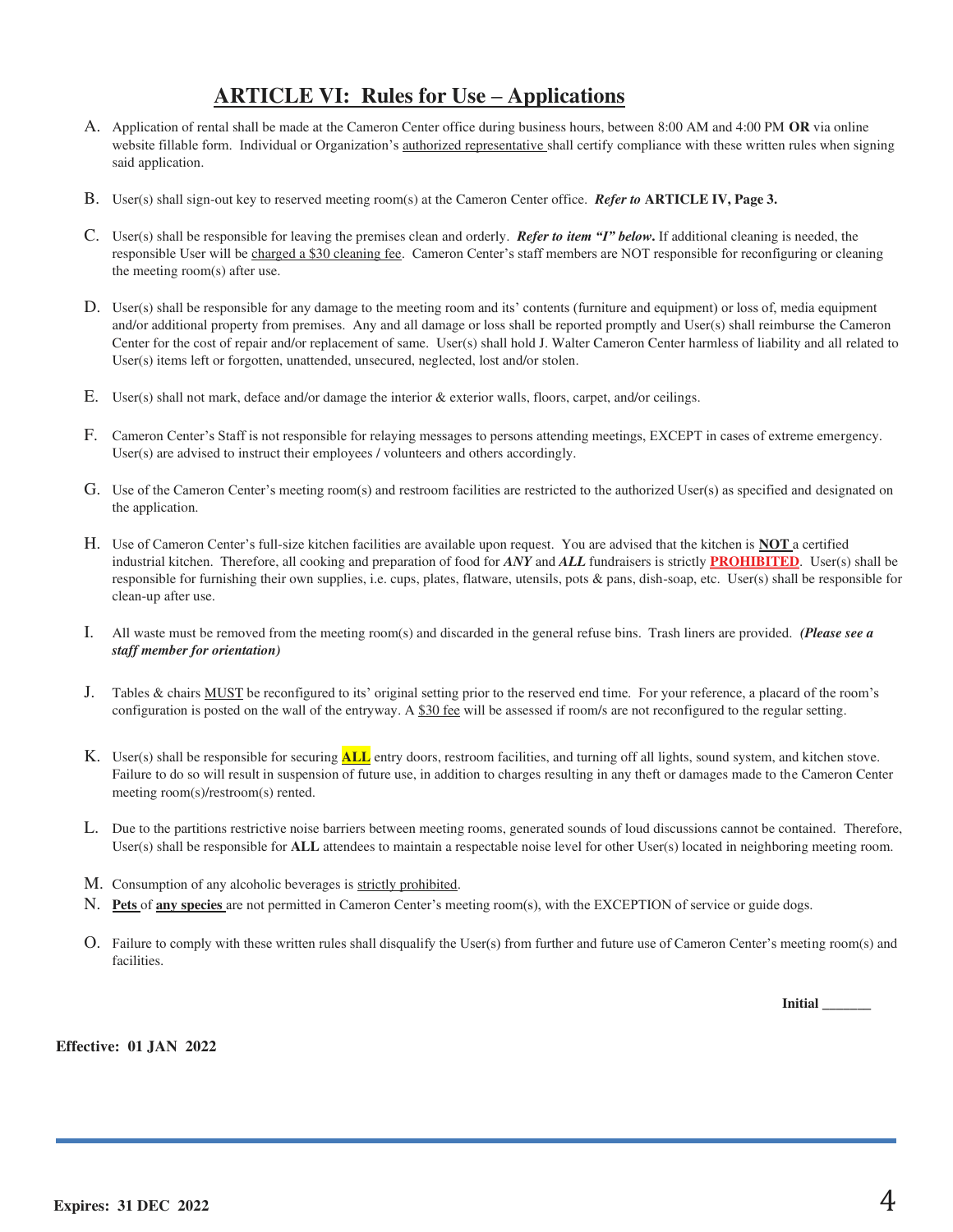# ARTICLE VI: Rules for Use – Applications

A. Application of rental shall be made at the Cameron Center office during business hours, between 8:00 AM and 4:00 PM **OR** via online website fillable form. Individual or Organization's authorized representative shall certify compliance with these written rules when signing said application.

B. User(s) shall sign-out key to reserved meeting room(s) at the Cameron Center office. ***Refer to*** **ARTICLE IV, Page 3.**

C. User(s) shall be responsible for leaving the premises clean and orderly. ***Refer to item "I" below.*** If additional cleaning is needed, the responsible User will be charged a $30 cleaning fee. Cameron Center's staff members are NOT responsible for reconfiguring or cleaning the meeting room(s) after use.

D. User(s) shall be responsible for any damage to the meeting room and its' contents (furniture and equipment) or loss of, media equipment and/or additional property from premises. Any and all damage or loss shall be reported promptly and User(s) shall reimburse the Cameron Center for the cost of repair and/or replacement of same. User(s) shall hold J. Walter Cameron Center harmless of liability and all related to User(s) items left or forgotten, unattended, unsecured, neglected, lost and/or stolen.

E. User(s) shall not mark, deface and/or damage the interior & exterior walls, floors, carpet, and/or ceilings.

F. Cameron Center's Staff is not responsible for relaying messages to persons attending meetings, EXCEPT in cases of extreme emergency. User(s) are advised to instruct their employees / volunteers and others accordingly.

G. Use of the Cameron Center's meeting room(s) and restroom facilities are restricted to the authorized User(s) as specified and designated on the application.

H. Use of Cameron Center's full-size kitchen facilities are available upon request. You are advised that the kitchen is **NOT** a certified industrial kitchen. Therefore, all cooking and preparation of food for ***ANY*** and ***ALL*** fundraisers is strictly **PROHIBITED**. User(s) shall be responsible for furnishing their own supplies, i.e. cups, plates, flatware, utensils, pots & pans, dish-soap, etc. User(s) shall be responsible for clean-up after use.

I. All waste must be removed from the meeting room(s) and discarded in the general refuse bins. Trash liners are provided. ***(Please see a staff member for orientation)***

J. Tables & chairs MUST be reconfigured to its' original setting prior to the reserved end time. For your reference, a placard of the room's configuration is posted on the wall of the entryway. A $30 fee will be assessed if room/s are not reconfigured to the regular setting.

K. User(s) shall be responsible for securing **ALL** entry doors, restroom facilities, and turning off all lights, sound system, and kitchen stove. Failure to do so will result in suspension of future use, in addition to charges resulting in any theft or damages made to the Cameron Center meeting room(s)/restroom(s) rented.

L. Due to the partitions restrictive noise barriers between meeting rooms, generated sounds of loud discussions cannot be contained. Therefore, User(s) shall be responsible for **ALL** attendees to maintain a respectable noise level for other User(s) located in neighboring meeting room.

M. Consumption of any alcoholic beverages is strictly prohibited.

N. **Pets** of **any species** are not permitted in Cameron Center's meeting room(s), with the EXCEPTION of service or guide dogs.

O. Failure to comply with these written rules shall disqualify the User(s) from further and future use of Cameron Center's meeting room(s) and facilities.

**Initial _______**

**Effective: 01 JAN 2022**

**Expires: 31 DEC 2022**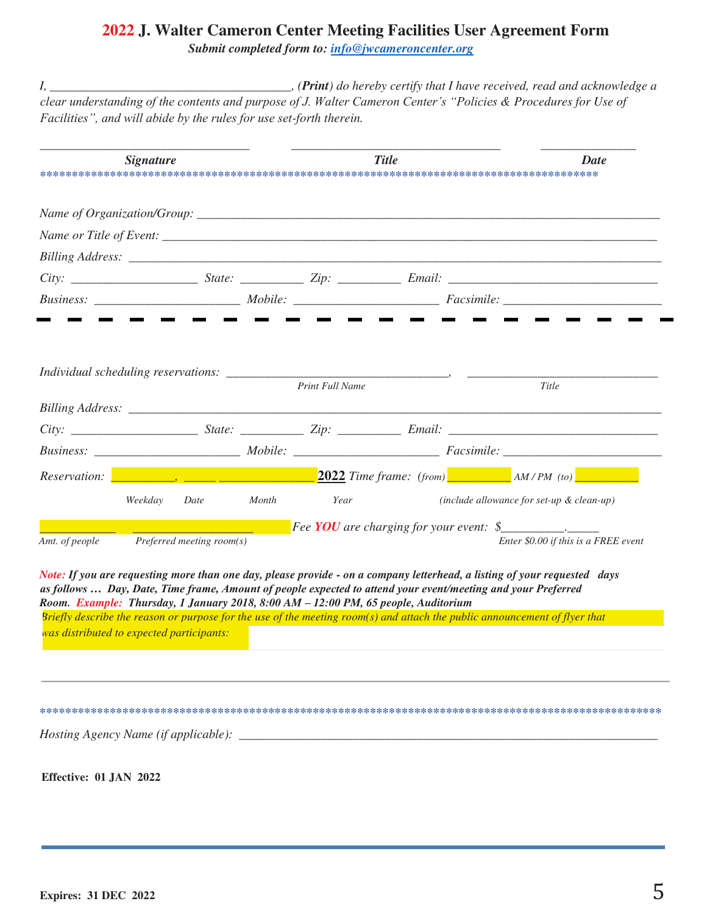# 2022 J. Walter Cameron Center Meeting Facilities User Agreement Form

***Submit completed form to: info@jwcameroncenter.org***

*I, _____________________________________, (**Print**) do hereby certify that I have received, read and acknowledge a clear understanding of the contents and purpose of J. Walter Cameron Center's "Policies & Procedures for Use of Facilities", and will abide by the rules for use set-forth therein.*

| ________________________________ | ________________________________ | _______________ |
|---|---|---|
| ***Signature*** | ***Title*** | ***Date*** |

*****************************************************************************************************

*Name of Organization/Group:* ________________________________________________________________________

*Name or Title of Event:* __________________________________________________________________________

*Billing Address:* _______________________________________________________________________________

*City:* ___________________ *State:* _________ *Zip:* _________ *Email:* ________________________________

*Business:* ______________________ *Mobile:* ______________________ *Facsimile:* ________________________

---

*Individual scheduling reservations:* _________________________________, _____________________________

*Print Full Name* *Title*

*Billing Address:* _______________________________________________________________________________

*City:* ___________________ *State:* _________ *Zip:* _________ *Email:* ________________________________

*Business:* ______________________ *Mobile:* ______________________ *Facsimile:* ________________________

*Reservation:* __________, _____ ______________ **2022** *Time frame: (from)* __________ *AM / PM (to)* __________

*Weekday Date Month Year (include allowance for set-up & clean-up)*

___________ __________________ *Fee **YOU** are charging for your event:* $__________.______

*Amt. of people Preferred meeting room(s) Enter $0.00 if this is a FREE event*

***Note:* If you are requesting more than one day, please provide - on a company letterhead, a listing of your requested days as follows … Day, Date, Time frame, Amount of people expected to attend your event/meeting and your Preferred Room. *Example:* Thursday, 1 January 2018, 8:00 AM – 12:00 PM, 65 people, Auditorium**

*Briefly describe the reason or purpose for the use of the meeting room(s) and attach the public announcement of flyer that was distributed to expected participants:*

_____________________________________________________________________________________________

*****************************************************************************************************

*Hosting Agency Name (if applicable):* ______________________________________________________________

**Effective: 01 JAN 2022**

**Expires: 31 DEC 2022**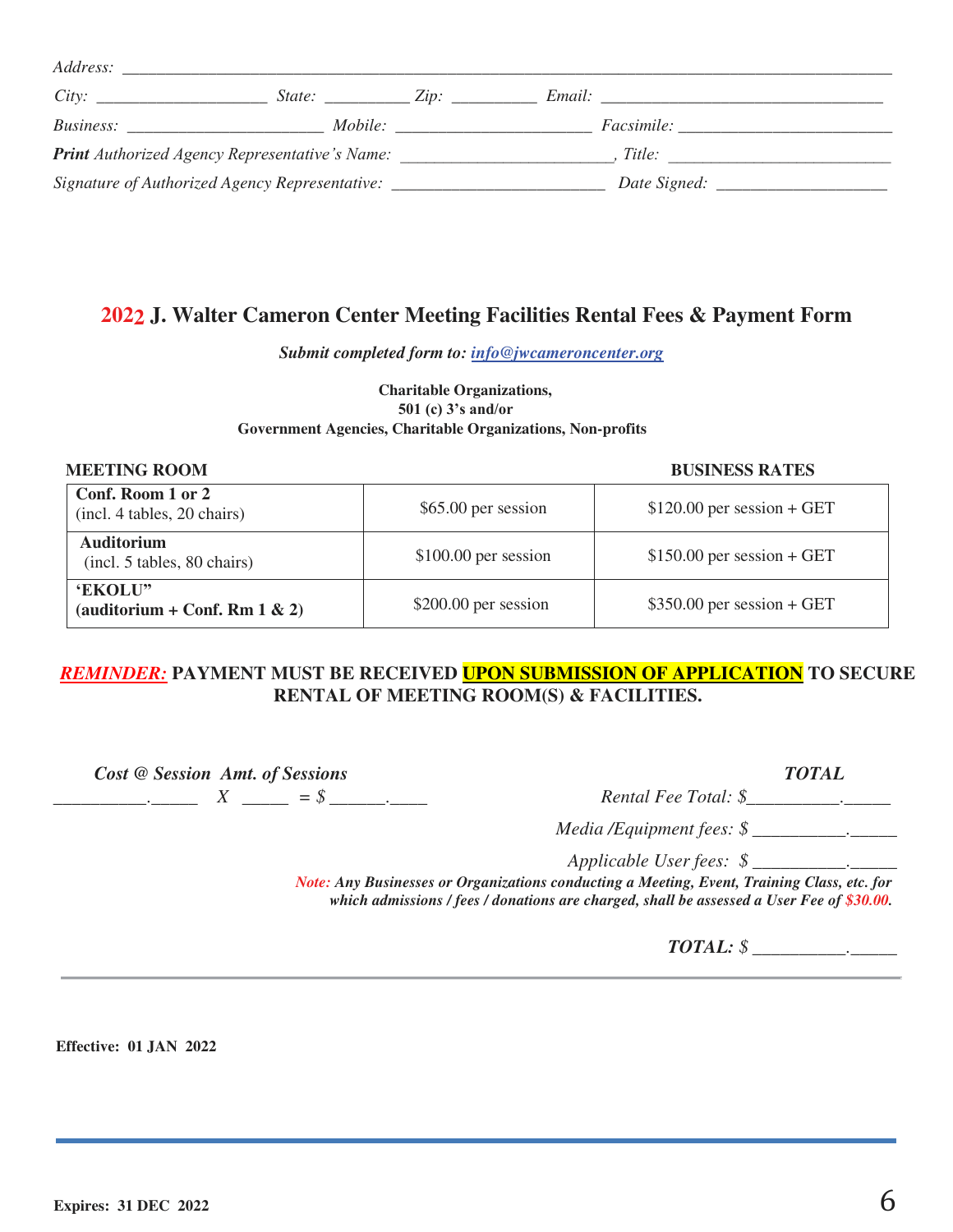*Address:* ____________________________________________________________________________________

*City:* ____________________ *State:* __________ *Zip:* __________ *Email:* _________________________________

*Business:* _______________________ *Mobile:* _______________________ *Facsimile:* _________________________

***Print** Authorized Agency Representative's Name:* _________________________, *Title:* __________________________

*Signature of Authorized Agency Representative:* _________________________ *Date Signed:* ____________________

## 2022 J. Walter Cameron Center Meeting Facilities Rental Fees & Payment Form

***Submit completed form to:*** ***info@jwcameroncenter.org***

**Charitable Organizations,**
**501 (c) 3's and/or**
**Government Agencies, Charitable Organizations, Non-profits**

| MEETING ROOM | | BUSINESS RATES |
|---|---|---|
| **Conf. Room 1 or 2** (incl. 4 tables, 20 chairs) | $65.00 per session | $120.00 per session + GET |
| **Auditorium** (incl. 5 tables, 80 chairs) | $100.00 per session | $150.00 per session + GET |
| **'EKOLU"** **(auditorium + Conf. Rm 1 & 2)** | $200.00 per session | $350.00 per session + GET |

***REMINDER:*** **PAYMENT MUST BE RECEIVED UPON SUBMISSION OF APPLICATION TO SECURE RENTAL OF MEETING ROOM(S) & FACILITIES.**

***Cost @ Session Amt. of Sessions***

__________.______ *X* ______ = $ ______.____

***TOTAL***

*Rental Fee Total: $*__________.______

*Media /Equipment fees: $* __________.______

*Applicable User fees: $* __________.______

***Note:*** ***Any Businesses or Organizations conducting a Meeting, Event, Training Class, etc. for which admissions / fees / donations are charged, shall be assessed a User Fee of $30.00.***

***TOTAL:*** *$* __________.______

**Effective: 01 JAN 2022**

**Expires: 31 DEC 2022**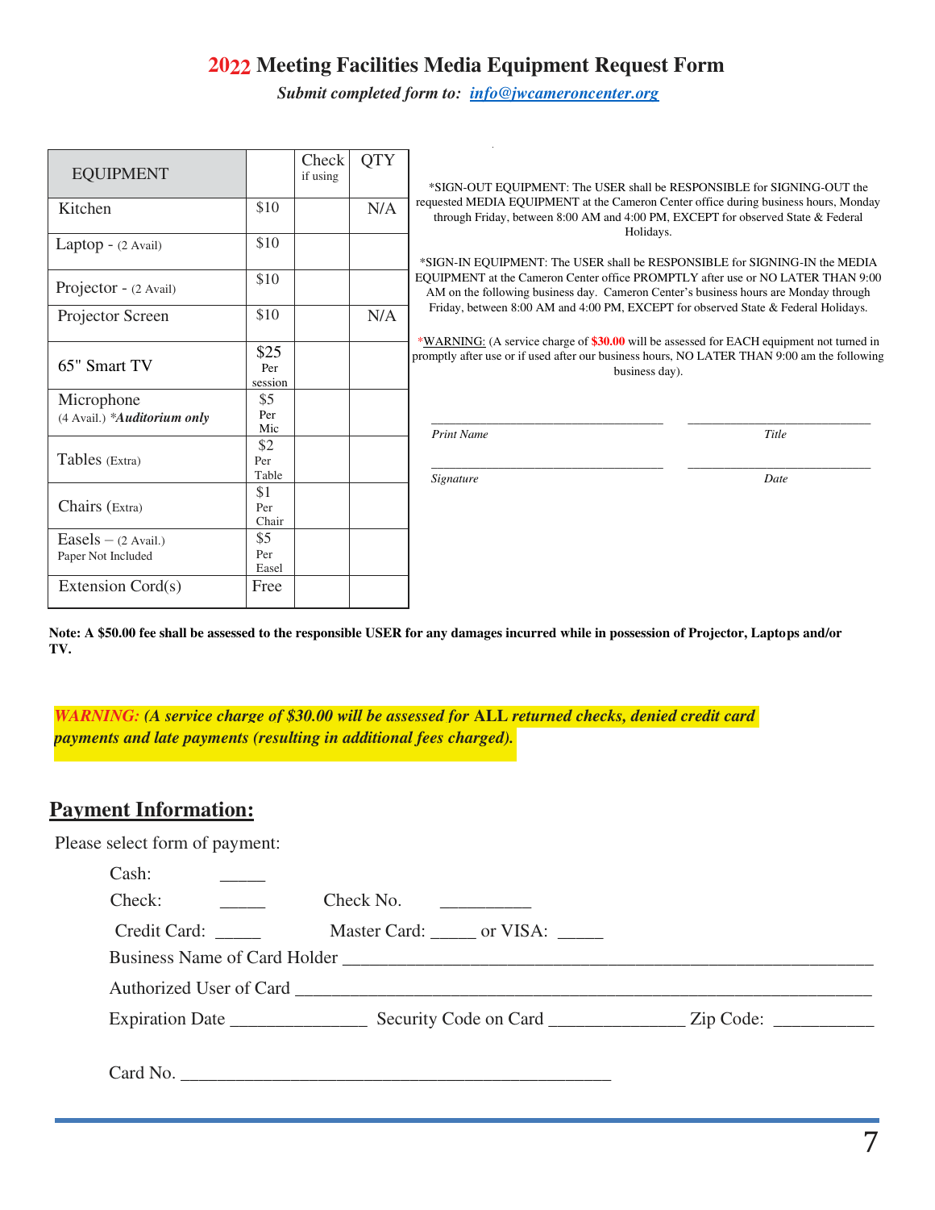# 2022 Meeting Facilities Media Equipment Request Form

***Submit completed form to: [info@jwcameroncenter.org](mailto:info@jwcameroncenter.org)***

| EQUIPMENT | | Check if using | QTY |
|---|---|---|---|
| Kitchen | $10 | | N/A |
| Laptop - (2 Avail) | $10 | | |
| Projector - (2 Avail) | $10 | | |
| Projector Screen | $10 | | N/A |
| 65" Smart TV | $25 Per session | | |
| Microphone (4 Avail.) ****Auditorium only*** | $5 Per Mic | | |
| Tables (Extra) | $2 Per Table | | |
| Chairs (Extra) | $1 Per Chair | | |
| Easels – (2 Avail.) Paper Not Included | $5 Per Easel | | |
| Extension Cord(s) | Free | | |

*SIGN-OUT EQUIPMENT: The USER shall be RESPONSIBLE for SIGNING-OUT the requested MEDIA EQUIPMENT at the Cameron Center office during business hours, Monday through Friday, between 8:00 AM and 4:00 PM, EXCEPT for observed State & Federal Holidays.

*SIGN-IN EQUIPMENT: The USER shall be RESPONSIBLE for SIGNING-IN the MEDIA EQUIPMENT at the Cameron Center office PROMPTLY after use or NO LATER THAN 9:00 AM on the following business day. Cameron Center's business hours are Monday through Friday, between 8:00 AM and 4:00 PM, EXCEPT for observed State & Federal Holidays.

*WARNING: (A service charge of **$30.00** will be assessed for EACH equipment not turned in promptly after use or if used after our business hours, NO LATER THAN 9:00 am the following business day).

_________________________________ Print Name  _________________________ Title

_________________________________ Signature  _________________________ Date

**Note: A $50.00 fee shall be assessed to the responsible USER for any damages incurred while in possession of Projector, Laptops and/or TV.**

***WARNING: (A service charge of $30.00 will be assessed for* ALL *returned checks, denied credit card payments and late payments (resulting in additional fees charged).***

## Payment Information:

Please select form of payment:

Cash: _____

Check: _____ Check No. __________

Credit Card: _____ Master Card: _____ or VISA: _____

Business Name of Card Holder ____________________________________________________________

Authorized User of Card ________________________________________________________________

Expiration Date ______________ Security Code on Card ______________ Zip Code: __________

Card No. ________________________________________________